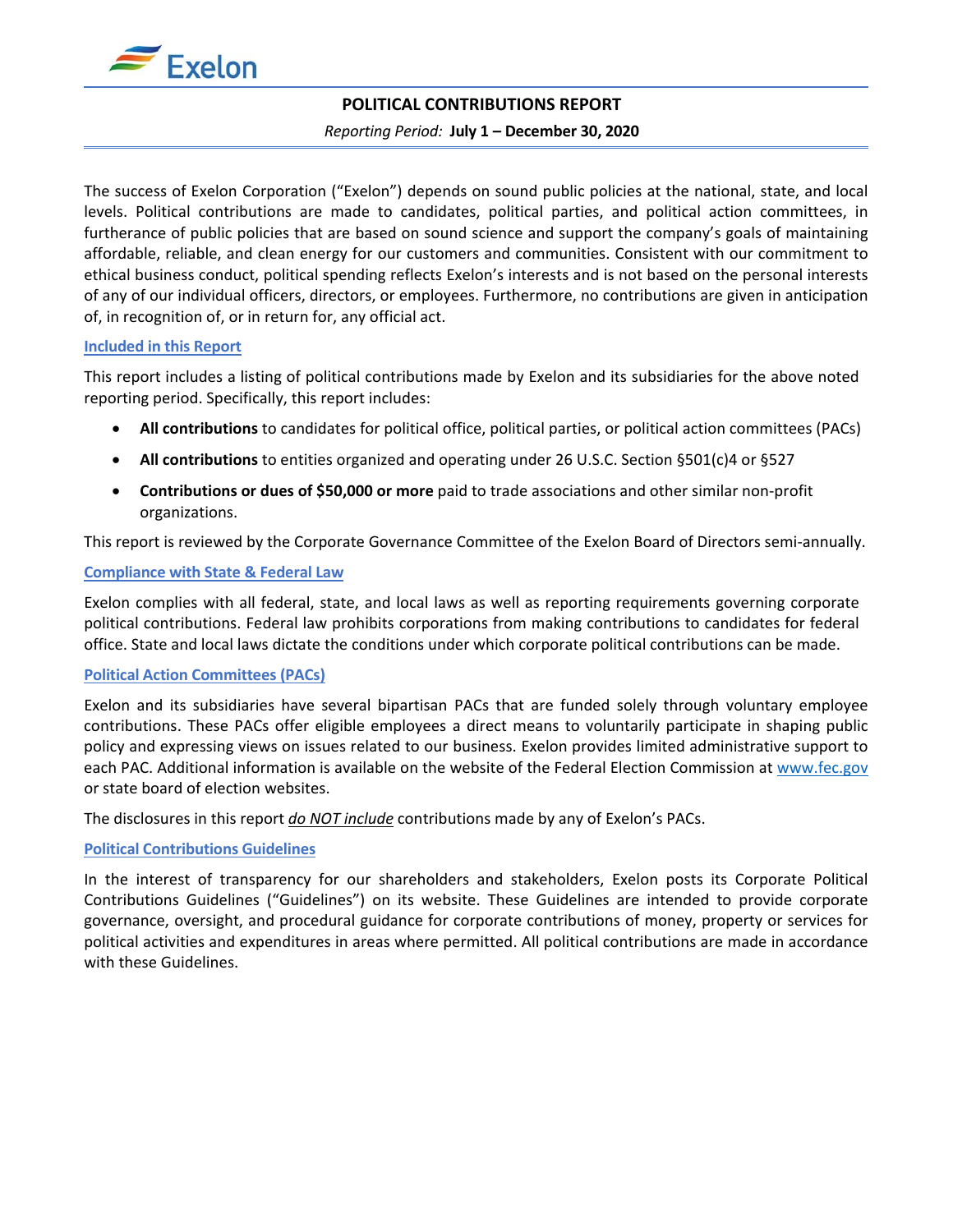# POLITICAL CONTRIBUTIONS REPORT

*Reporting Period:* **July 1 – December 30, 2020**

The success of Exelon Corporation ("Exelon") depends on sound public policies at the national, state, and local levels. Political contributions are made to candidates, political parties, and political action committees, in furtherance of public policies that are based on sound science and support the company's goals of maintaining affordable, reliable, and clean energy for our customers and communities. Consistent with our commitment to ethical business conduct, political spending reflects Exelon's interests and is not based on the personal interests of any of our individual officers, directors, or employees. Furthermore, no contributions are given in anticipation of, in recognition of, or in return for, any official act.

## Included in this Report

This report includes a listing of political contributions made by Exelon and its subsidiaries for the above noted reporting period. Specifically, this report includes:

- **All contributions** to candidates for political office, political parties, or political action committees (PACs)
- **All contributions** to entities organized and operating under 26 U.S.C. Section §501(c)4 or §527
- **Contributions or dues of $50,000 or more** paid to trade associations and other similar non-profit organizations.

This report is reviewed by the Corporate Governance Committee of the Exelon Board of Directors semi-annually.

## Compliance with State & Federal Law

Exelon complies with all federal, state, and local laws as well as reporting requirements governing corporate political contributions. Federal law prohibits corporations from making contributions to candidates for federal office. State and local laws dictate the conditions under which corporate political contributions can be made.

## Political Action Committees (PACs)

Exelon and its subsidiaries have several bipartisan PACs that are funded solely through voluntary employee contributions. These PACs offer eligible employees a direct means to voluntarily participate in shaping public policy and expressing views on issues related to our business. Exelon provides limited administrative support to each PAC. Additional information is available on the website of the Federal Election Commission at www.fec.gov or state board of election websites.

The disclosures in this report ***do NOT include*** contributions made by any of Exelon's PACs.

## Political Contributions Guidelines

In the interest of transparency for our shareholders and stakeholders, Exelon posts its Corporate Political Contributions Guidelines ("Guidelines") on its website. These Guidelines are intended to provide corporate governance, oversight, and procedural guidance for corporate contributions of money, property or services for political activities and expenditures in areas where permitted. All political contributions are made in accordance with these Guidelines.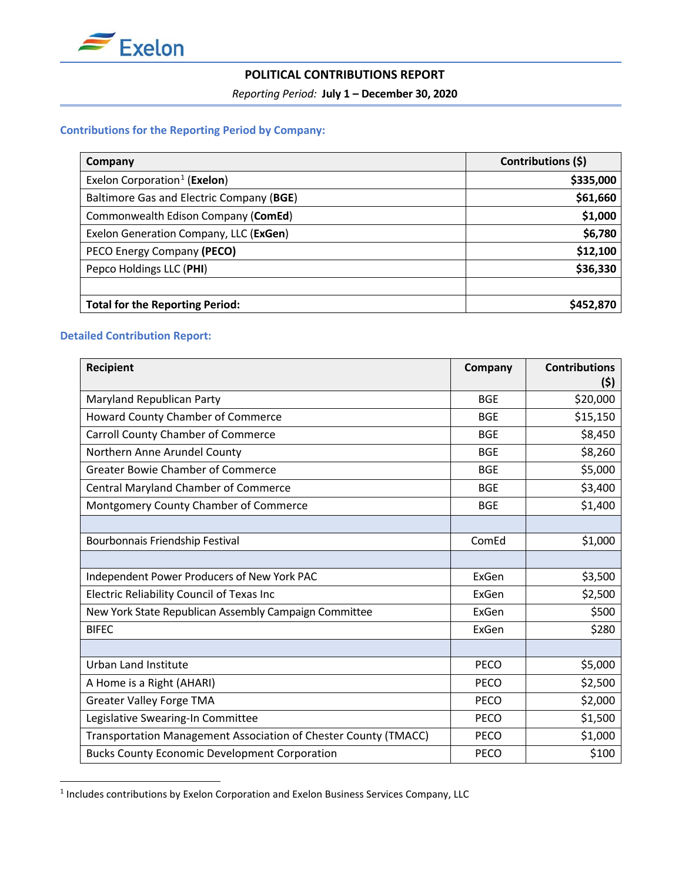# POLITICAL CONTRIBUTIONS REPORT

*Reporting Period:* **July 1 – December 30, 2020**

### Contributions for the Reporting Period by Company:

| Company | Contributions ($) |
|---|---|
| Exelon Corporation[1] (**Exelon**) | **$335,000** |
| Baltimore Gas and Electric Company (**BGE**) | **$61,660** |
| Commonwealth Edison Company (**ComEd**) | **$1,000** |
| Exelon Generation Company, LLC (**ExGen**) | **$6,780** |
| PECO Energy Company **(PECO)** | **$12,100** |
| Pepco Holdings LLC (**PHI**) | **$36,330** |
| | |
| **Total for the Reporting Period:** | **$452,870** |

### Detailed Contribution Report:

| Recipient | Company | Contributions ($) |
|---|---|---|
| Maryland Republican Party | BGE | $20,000 |
| Howard County Chamber of Commerce | BGE | $15,150 |
| Carroll County Chamber of Commerce | BGE | $8,450 |
| Northern Anne Arundel County | BGE | $8,260 |
| Greater Bowie Chamber of Commerce | BGE | $5,000 |
| Central Maryland Chamber of Commerce | BGE | $3,400 |
| Montgomery County Chamber of Commerce | BGE | $1,400 |
| | | |
| Bourbonnais Friendship Festival | ComEd | $1,000 |
| | | |
| Independent Power Producers of New York PAC | ExGen | $3,500 |
| Electric Reliability Council of Texas Inc | ExGen | $2,500 |
| New York State Republican Assembly Campaign Committee | ExGen | $500 |
| BIFEC | ExGen | $280 |
| | | |
| Urban Land Institute | PECO | $5,000 |
| A Home is a Right (AHARI) | PECO | $2,500 |
| Greater Valley Forge TMA | PECO | $2,000 |
| Legislative Swearing-In Committee | PECO | $1,500 |
| Transportation Management Association of Chester County (TMACC) | PECO | $1,000 |
| Bucks County Economic Development Corporation | PECO | $100 |

[1] Includes contributions by Exelon Corporation and Exelon Business Services Company, LLC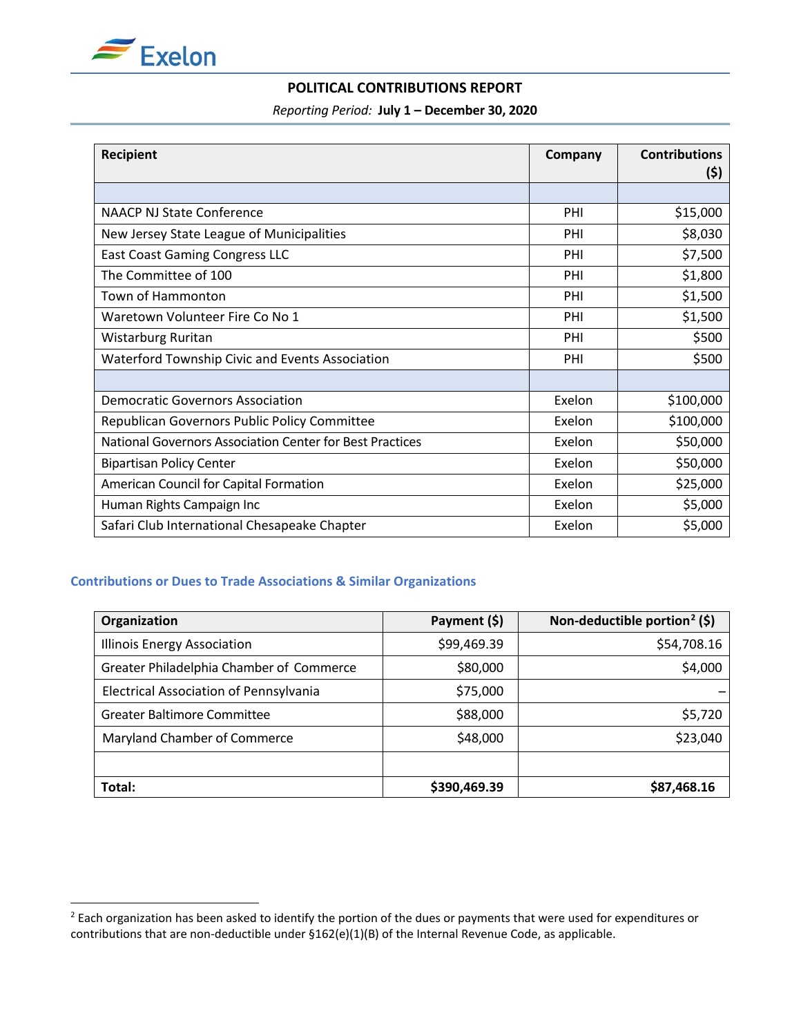**POLITICAL CONTRIBUTIONS REPORT**

*Reporting Period:* **July 1 – December 30, 2020**

| Recipient | Company | Contributions ($) |
|---|---|---|
| | | |
| NAACP NJ State Conference | PHI | $15,000 |
| New Jersey State League of Municipalities | PHI | $8,030 |
| East Coast Gaming Congress LLC | PHI | $7,500 |
| The Committee of 100 | PHI | $1,800 |
| Town of Hammonton | PHI | $1,500 |
| Waretown Volunteer Fire Co No 1 | PHI | $1,500 |
| Wistarburg Ruritan | PHI | $500 |
| Waterford Township Civic and Events Association | PHI | $500 |
| | | |
| Democratic Governors Association | Exelon | $100,000 |
| Republican Governors Public Policy Committee | Exelon | $100,000 |
| National Governors Association Center for Best Practices | Exelon | $50,000 |
| Bipartisan Policy Center | Exelon | $50,000 |
| American Council for Capital Formation | Exelon | $25,000 |
| Human Rights Campaign Inc | Exelon | $5,000 |
| Safari Club International Chesapeake Chapter | Exelon | $5,000 |

## Contributions or Dues to Trade Associations & Similar Organizations

| Organization | Payment ($) | Non-deductible portion[2] ($) |
|---|---|---|
| Illinois Energy Association | $99,469.39 | $54,708.16 |
| Greater Philadelphia Chamber of Commerce | $80,000 | $4,000 |
| Electrical Association of Pennsylvania | $75,000 | – |
| Greater Baltimore Committee | $88,000 | $5,720 |
| Maryland Chamber of Commerce | $48,000 | $23,040 |
| | | |
| **Total:** | **$390,469.39** | **$87,468.16** |

[2] Each organization has been asked to identify the portion of the dues or payments that were used for expenditures or contributions that are non-deductible under §162(e)(1)(B) of the Internal Revenue Code, as applicable.